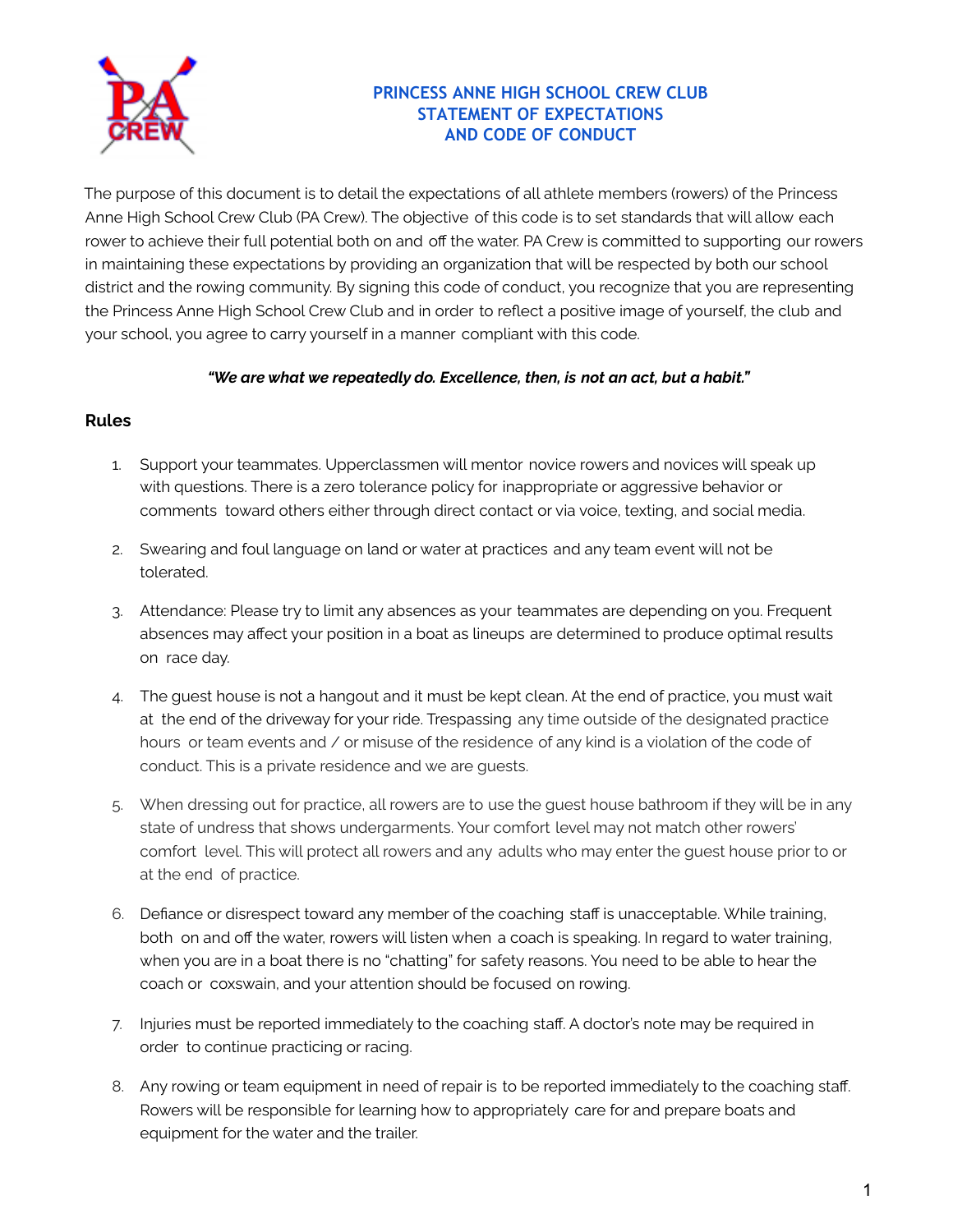# PRINCESS ANNE HIGH SCHOOL CREW CLUB
# STATEMENT OF EXPECTATIONS
# AND CODE OF CONDUCT

The purpose of this document is to detail the expectations of all athlete members (rowers) of the Princess Anne High School Crew Club (PA Crew). The objective of this code is to set standards that will allow each rower to achieve their full potential both on and off the water. PA Crew is committed to supporting our rowers in maintaining these expectations by providing an organization that will be respected by both our school district and the rowing community. By signing this code of conduct, you recognize that you are representing the Princess Anne High School Crew Club and in order to reflect a positive image of yourself, the club and your school, you agree to carry yourself in a manner compliant with this code.

***"We are what we repeatedly do. Excellence, then, is not an act, but a habit."***

## Rules

1. Support your teammates. Upperclassmen will mentor novice rowers and novices will speak up with questions. There is a zero tolerance policy for inappropriate or aggressive behavior or comments toward others either through direct contact or via voice, texting, and social media.

2. Swearing and foul language on land or water at practices and any team event will not be tolerated.

3. Attendance: Please try to limit any absences as your teammates are depending on you. Frequent absences may affect your position in a boat as lineups are determined to produce optimal results on race day.

4. The guest house is not a hangout and it must be kept clean. At the end of practice, you must wait at the end of the driveway for your ride. Trespassing any time outside of the designated practice hours or team events and / or misuse of the residence of any kind is a violation of the code of conduct. This is a private residence and we are guests.

5. When dressing out for practice, all rowers are to use the guest house bathroom if they will be in any state of undress that shows undergarments. Your comfort level may not match other rowers' comfort level. This will protect all rowers and any adults who may enter the guest house prior to or at the end of practice.

6. Defiance or disrespect toward any member of the coaching staff is unacceptable. While training, both on and off the water, rowers will listen when a coach is speaking. In regard to water training, when you are in a boat there is no "chatting" for safety reasons. You need to be able to hear the coach or coxswain, and your attention should be focused on rowing.

7. Injuries must be reported immediately to the coaching staff. A doctor's note may be required in order to continue practicing or racing.

8. Any rowing or team equipment in need of repair is to be reported immediately to the coaching staff. Rowers will be responsible for learning how to appropriately care for and prepare boats and equipment for the water and the trailer.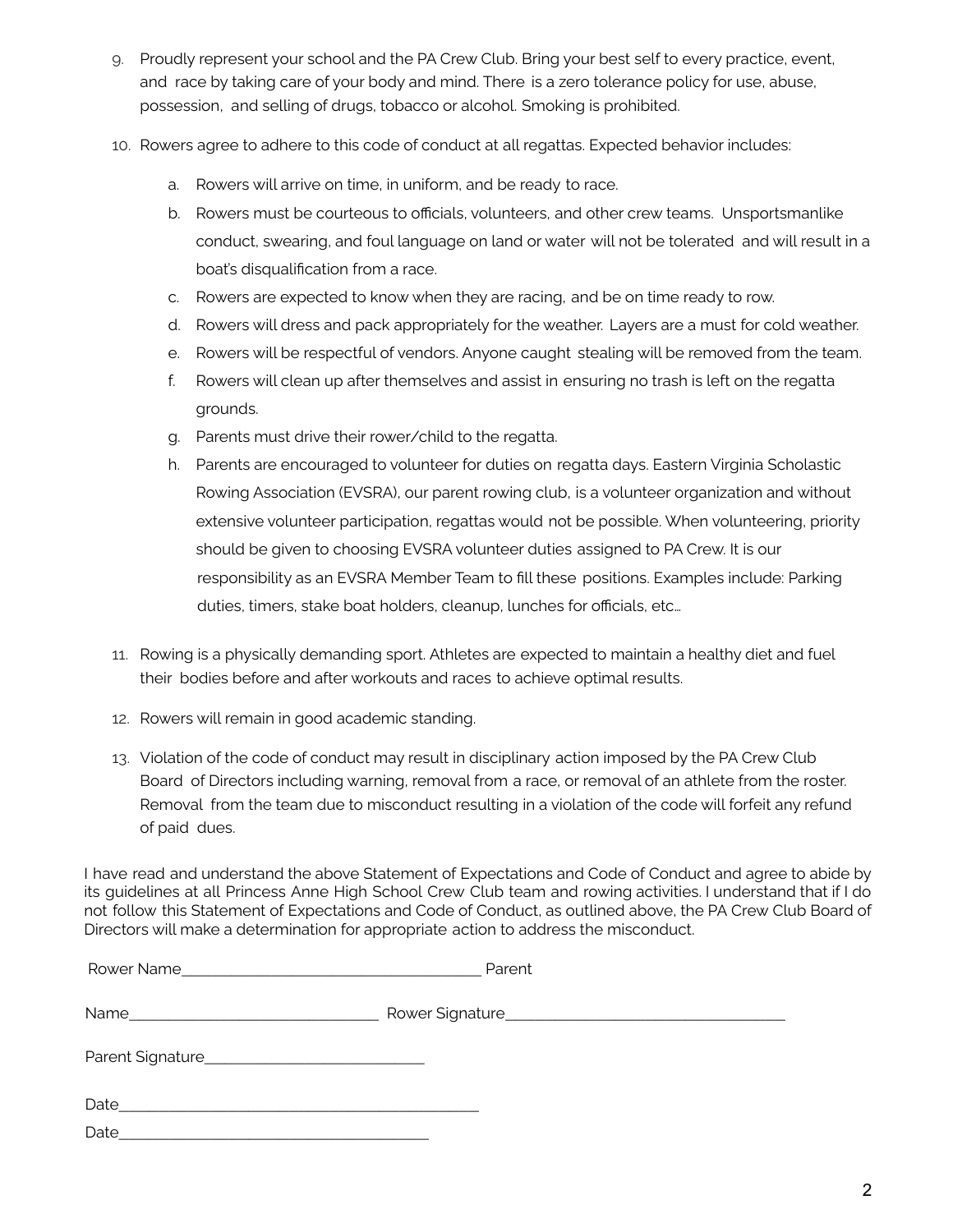9. Proudly represent your school and the PA Crew Club. Bring your best self to every practice, event, and race by taking care of your body and mind. There is a zero tolerance policy for use, abuse, possession, and selling of drugs, tobacco or alcohol. Smoking is prohibited.

10. Rowers agree to adhere to this code of conduct at all regattas. Expected behavior includes:

    a. Rowers will arrive on time, in uniform, and be ready to race.
    b. Rowers must be courteous to officials, volunteers, and other crew teams. Unsportsmanlike conduct, swearing, and foul language on land or water will not be tolerated and will result in a boat's disqualification from a race.
    c. Rowers are expected to know when they are racing, and be on time ready to row.
    d. Rowers will dress and pack appropriately for the weather. Layers are a must for cold weather.
    e. Rowers will be respectful of vendors. Anyone caught stealing will be removed from the team.
    f. Rowers will clean up after themselves and assist in ensuring no trash is left on the regatta grounds.
    g. Parents must drive their rower/child to the regatta.
    h. Parents are encouraged to volunteer for duties on regatta days. Eastern Virginia Scholastic Rowing Association (EVSRA), our parent rowing club, is a volunteer organization and without extensive volunteer participation, regattas would not be possible. When volunteering, priority should be given to choosing EVSRA volunteer duties assigned to PA Crew. It is our responsibility as an EVSRA Member Team to fill these positions. Examples include: Parking duties, timers, stake boat holders, cleanup, lunches for officials, etc…

11. Rowing is a physically demanding sport. Athletes are expected to maintain a healthy diet and fuel their bodies before and after workouts and races to achieve optimal results.

12. Rowers will remain in good academic standing.

13. Violation of the code of conduct may result in disciplinary action imposed by the PA Crew Club Board of Directors including warning, removal from a race, or removal of an athlete from the roster. Removal from the team due to misconduct resulting in a violation of the code will forfeit any refund of paid dues.

I have read and understand the above Statement of Expectations and Code of Conduct and agree to abide by its guidelines at all Princess Anne High School Crew Club team and rowing activities. I understand that if I do not follow this Statement of Expectations and Code of Conduct, as outlined above, the PA Crew Club Board of Directors will make a determination for appropriate action to address the misconduct.

Rower Name______________________________________ Parent

Name________________________________ Rower Signature____________________________________

Parent Signature____________________________

Date_____________________________________________

Date_______________________________________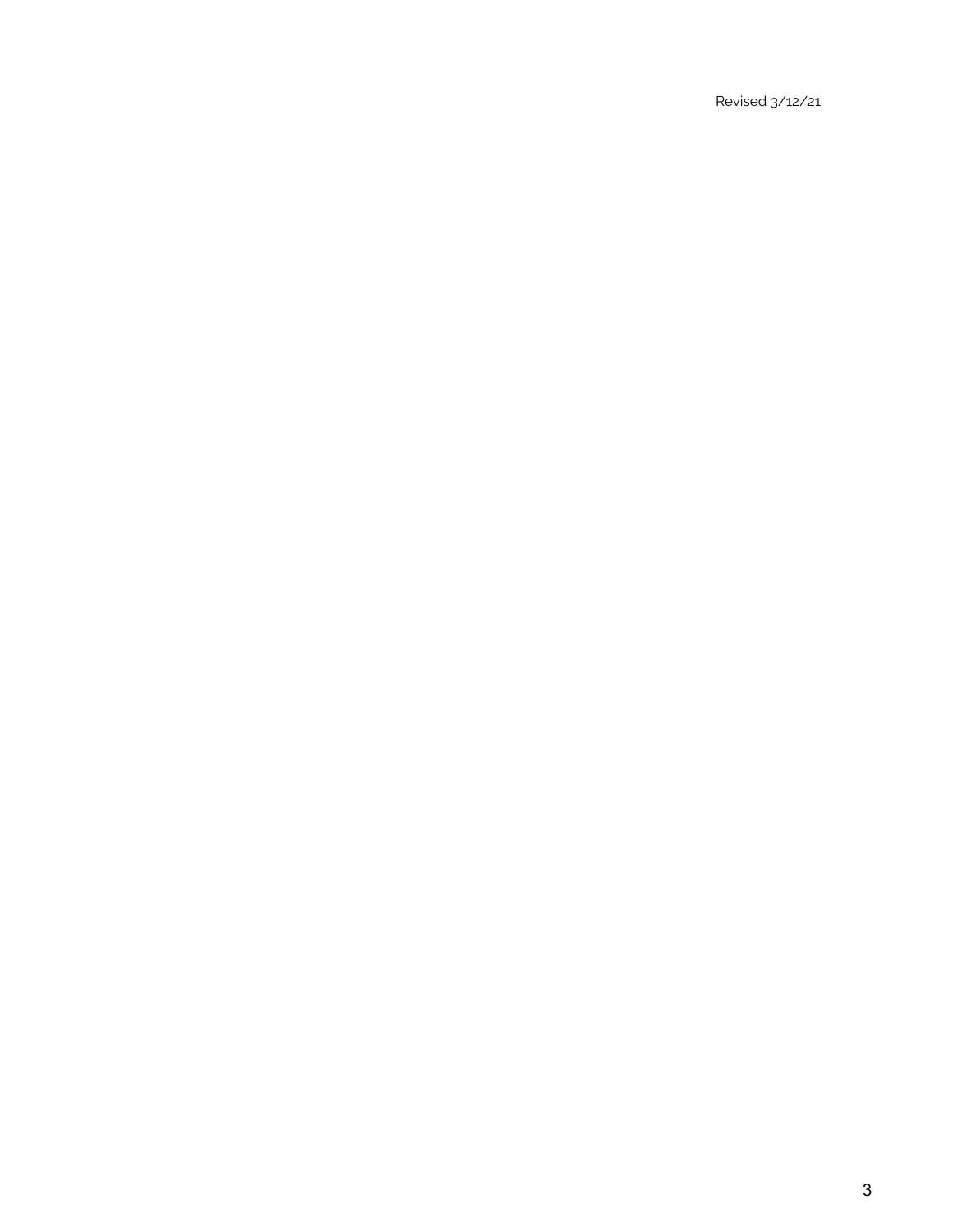Revised 3/12/21